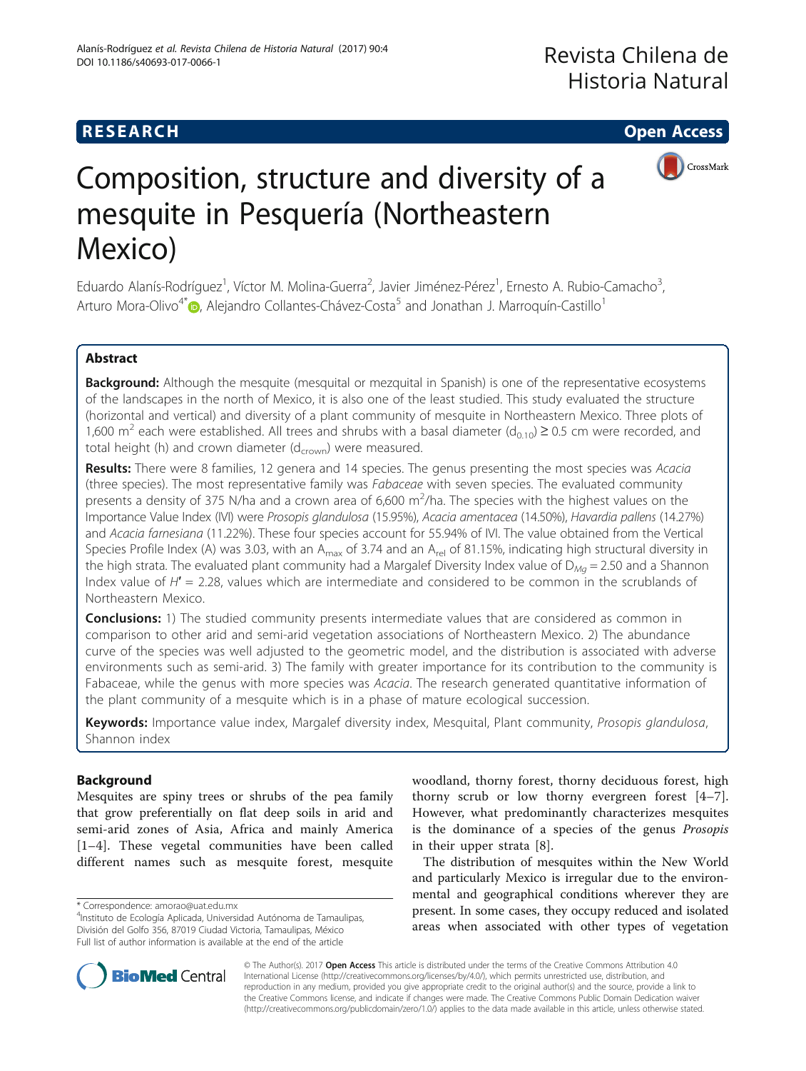**RESEARCH** **Open Access**

# Composition, structure and diversity of a mesquite in Pesquería (Northeastern Mexico)

Eduardo Alanís-Rodríguez[1], Víctor M. Molina-Guerra[2], Javier Jiménez-Pérez[1], Ernesto A. Rubio-Camacho[3], Arturo Mora-Olivo[4*], Alejandro Collantes-Chávez-Costa[5] and Jonathan J. Marroquín-Castillo[1]

## Abstract

**Background:** Although the mesquite (mesquital or mezquital in Spanish) is one of the representative ecosystems of the landscapes in the north of Mexico, it is also one of the least studied. This study evaluated the structure (horizontal and vertical) and diversity of a plant community of mesquite in Northeastern Mexico. Three plots of 1,600 m$^2$ each were established. All trees and shrubs with a basal diameter ($d_{0.10}$) ≥ 0.5 cm were recorded, and total height (h) and crown diameter ($d_{crown}$) were measured.

**Results:** There were 8 families, 12 genera and 14 species. The genus presenting the most species was *Acacia* (three species). The most representative family was *Fabaceae* with seven species. The evaluated community presents a density of 375 N/ha and a crown area of 6,600 m$^2$/ha. The species with the highest values on the Importance Value Index (IVI) were *Prosopis glandulosa* (15.95%), *Acacia amentacea* (14.50%), *Havardia pallens* (14.27%) and *Acacia farnesiana* (11.22%). These four species account for 55.94% of IVI. The value obtained from the Vertical Species Profile Index (A) was 3.03, with an $A_{max}$ of 3.74 and an $A_{rel}$ of 81.15%, indicating high structural diversity in the high strata. The evaluated plant community had a Margalef Diversity Index value of $D_{Mg}$ = 2.50 and a Shannon Index value of $H'$ = 2.28, values which are intermediate and considered to be common in the scrublands of Northeastern Mexico.

**Conclusions:** 1) The studied community presents intermediate values that are considered as common in comparison to other arid and semi-arid vegetation associations of Northeastern Mexico. 2) The abundance curve of the species was well adjusted to the geometric model, and the distribution is associated with adverse environments such as semi-arid. 3) The family with greater importance for its contribution to the community is Fabaceae, while the genus with more species was *Acacia*. The research generated quantitative information of the plant community of a mesquite which is in a phase of mature ecological succession.

**Keywords:** Importance value index, Margalef diversity index, Mesquital, Plant community, *Prosopis glandulosa*, Shannon index

## Background

Mesquites are spiny trees or shrubs of the pea family that grow preferentially on flat deep soils in arid and semi-arid zones of Asia, Africa and mainly America [1–4]. These vegetal communities have been called different names such as mesquite forest, mesquite woodland, thorny forest, thorny deciduous forest, high thorny scrub or low thorny evergreen forest [4–7]. However, what predominantly characterizes mesquites is the dominance of a species of the genus *Prosopis* in their upper strata [8].

The distribution of mesquites within the New World and particularly Mexico is irregular due to the environmental and geographical conditions wherever they are present. In some cases, they occupy reduced and isolated areas when associated with other types of vegetation

\* Correspondence: amorao@uat.edu.mx
[4]Instituto de Ecología Aplicada, Universidad Autónoma de Tamaulipas, División del Golfo 356, 87019 Ciudad Victoria, Tamaulipas, México
Full list of author information is available at the end of the article

© The Author(s). 2017 **Open Access** This article is distributed under the terms of the Creative Commons Attribution 4.0 International License (http://creativecommons.org/licenses/by/4.0/), which permits unrestricted use, distribution, and reproduction in any medium, provided you give appropriate credit to the original author(s) and the source, provide a link to the Creative Commons license, and indicate if changes were made. The Creative Commons Public Domain Dedication waiver (http://creativecommons.org/publicdomain/zero/1.0/) applies to the data made available in this article, unless otherwise stated.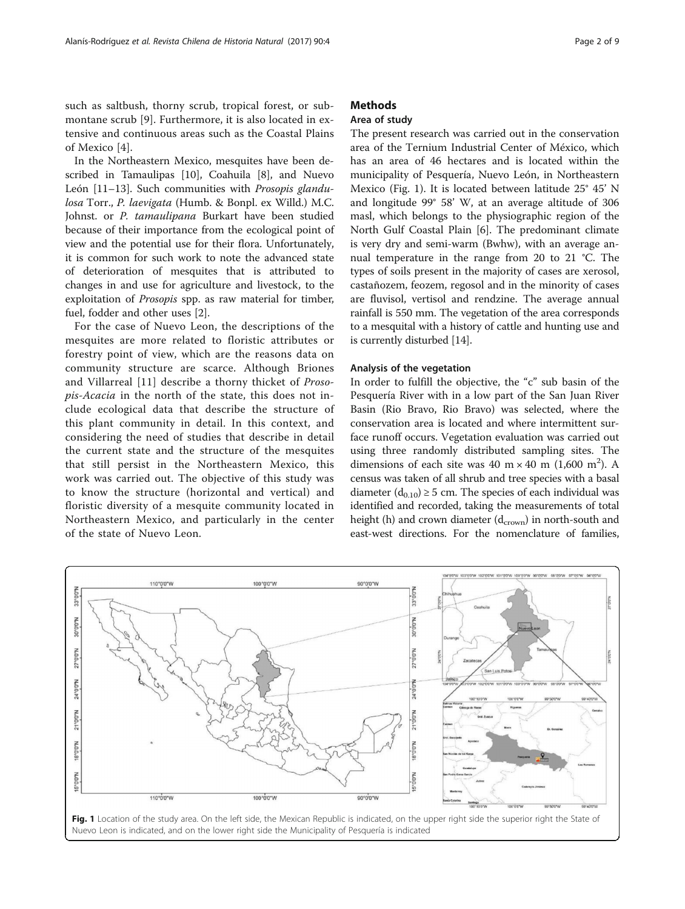such as saltbush, thorny scrub, tropical forest, or submontane scrub [9]. Furthermore, it is also located in extensive and continuous areas such as the Coastal Plains of Mexico [4].

In the Northeastern Mexico, mesquites have been described in Tamaulipas [10], Coahuila [8], and Nuevo León [11–13]. Such communities with *Prosopis glandulosa* Torr., *P. laevigata* (Humb. & Bonpl. ex Willd.) M.C. Johnst. or *P. tamaulipana* Burkart have been studied because of their importance from the ecological point of view and the potential use for their flora. Unfortunately, it is common for such work to note the advanced state of deterioration of mesquites that is attributed to changes in and use for agriculture and livestock, to the exploitation of *Prosopis* spp. as raw material for timber, fuel, fodder and other uses [2].

For the case of Nuevo Leon, the descriptions of the mesquites are more related to floristic attributes or forestry point of view, which are the reasons data on community structure are scarce. Although Briones and Villarreal [11] describe a thorny thicket of *Prosopis-Acacia* in the north of the state, this does not include ecological data that describe the structure of this plant community in detail. In this context, and considering the need of studies that describe in detail the current state and the structure of the mesquites that still persist in the Northeastern Mexico, this work was carried out. The objective of this study was to know the structure (horizontal and vertical) and floristic diversity of a mesquite community located in Northeastern Mexico, and particularly in the center of the state of Nuevo Leon.

## Methods

### Area of study

The present research was carried out in the conservation area of the Ternium Industrial Center of México, which has an area of 46 hectares and is located within the municipality of Pesquería, Nuevo León, in Northeastern Mexico (Fig. 1). It is located between latitude 25° 45′ N and longitude 99° 58′ W, at an average altitude of 306 masl, which belongs to the physiographic region of the North Gulf Coastal Plain [6]. The predominant climate is very dry and semi-warm (Bwhw), with an average annual temperature in the range from 20 to 21 °C. The types of soils present in the majority of cases are xerosol, castañozem, feozem, regosol and in the minority of cases are fluvisol, vertisol and rendzine. The average annual rainfall is 550 mm. The vegetation of the area corresponds to a mesquital with a history of cattle and hunting use and is currently disturbed [14].

### Analysis of the vegetation

In order to fulfill the objective, the "c" sub basin of the Pesquería River with in a low part of the San Juan River Basin (Rio Bravo, Rio Bravo) was selected, where the conservation area is located and where intermittent surface runoff occurs. Vegetation evaluation was carried out using three randomly distributed sampling sites. The dimensions of each site was 40 m × 40 m (1,600 m$^2$). A census was taken of all shrub and tree species with a basal diameter ($d_{0.10}$) ≥ 5 cm. The species of each individual was identified and recorded, taking the measurements of total height (h) and crown diameter ($d_{crown}$) in north-south and east-west directions. For the nomenclature of families,

**Fig. 1** Location of the study area. On the left side, the Mexican Republic is indicated, on the upper right side the superior right the State of Nuevo Leon is indicated, and on the lower right side the Municipality of Pesquería is indicated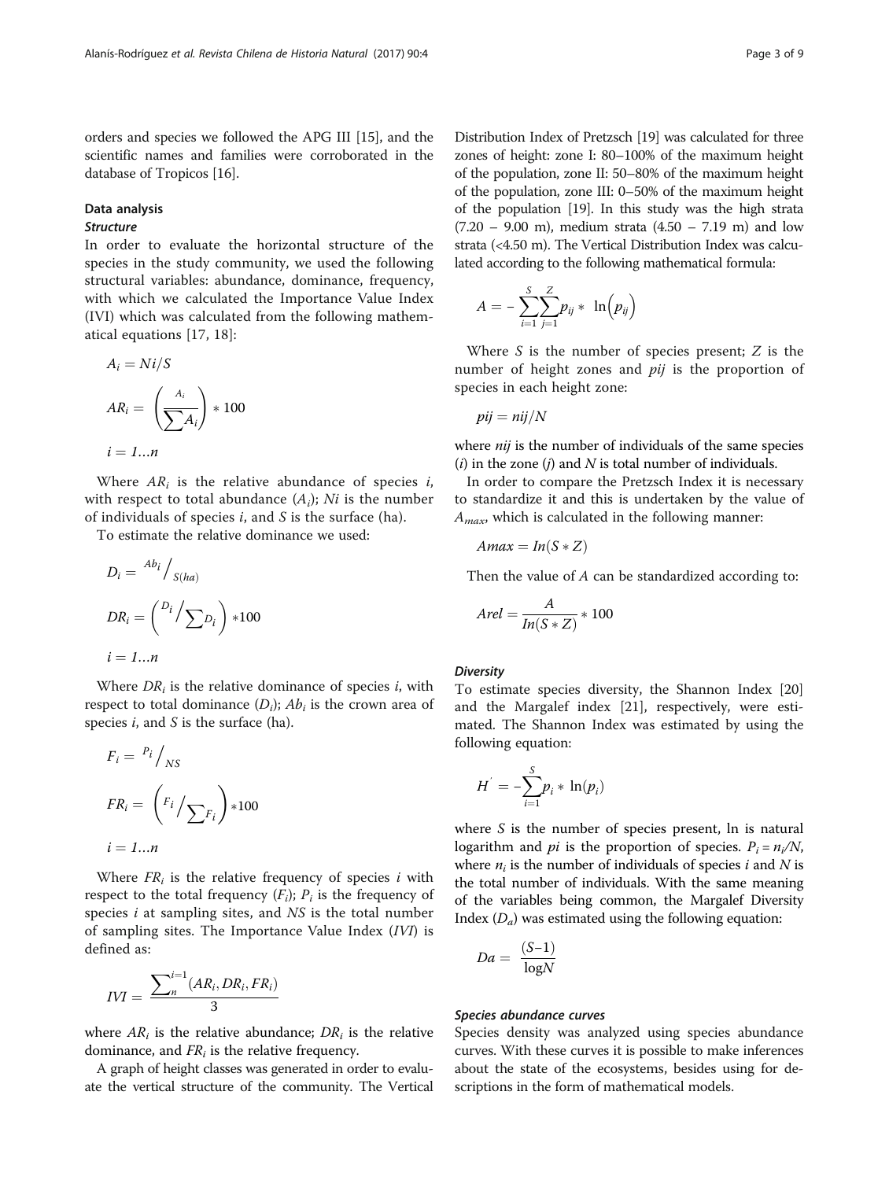orders and species we followed the APG III [15], and the scientific names and families were corroborated in the database of Tropicos [16].

## Data analysis

### *Structure*

In order to evaluate the horizontal structure of the species in the study community, we used the following structural variables: abundance, dominance, frequency, with which we calculated the Importance Value Index (IVI) which was calculated from the following mathematical equations [17, 18]:

$$A_i = Ni/S$$

$$AR_i = \left(\frac{A_i}{\sum A_i}\right) * 100$$

$$i = 1 \ldots n$$

Where $AR_i$ is the relative abundance of species $i$, with respect to total abundance ($A_i$); $Ni$ is the number of individuals of species $i$, and $S$ is the surface (ha).

To estimate the relative dominance we used:

$$D_i = {}^{Ab_i}\Big/_{S(ha)}$$

$$DR_i = \left({}^{D_i}\Big/\sum D_i\right) * 100$$

$$i = 1 \ldots n$$

Where $DR_i$ is the relative dominance of species $i$, with respect to total dominance ($D_i$); $Ab_i$ is the crown area of species $i$, and $S$ is the surface (ha).

$$F_i = {}^{P_i}\Big/_{NS}$$

$$FR_i = \left({}^{F_i}\Big/\sum F_i\right) * 100$$

$$i = 1 \ldots n$$

Where $FR_i$ is the relative frequency of species $i$ with respect to the total frequency ($F_i$); $P_i$ is the frequency of species $i$ at sampling sites, and $NS$ is the total number of sampling sites. The Importance Value Index ($IVI$) is defined as:

$$IVI = \frac{\sum_{n}^{i=1}(AR_i, DR_i, FR_i)}{3}$$

where $AR_i$ is the relative abundance; $DR_i$ is the relative dominance, and $FR_i$ is the relative frequency.

A graph of height classes was generated in order to evaluate the vertical structure of the community. The Vertical Distribution Index of Pretzsch [19] was calculated for three zones of height: zone I: 80–100% of the maximum height of the population, zone II: 50–80% of the maximum height of the population, zone III: 0–50% of the maximum height of the population [19]. In this study was the high strata (7.20 – 9.00 m), medium strata (4.50 – 7.19 m) and low strata (<4.50 m). The Vertical Distribution Index was calculated according to the following mathematical formula:

$$A = -\sum_{i=1}^{S}\sum_{j=1}^{Z} p_{ij} * \ln\left(p_{ij}\right)$$

Where $S$ is the number of species present; $Z$ is the number of height zones and $pij$ is the proportion of species in each height zone:

$$pij = nij/N$$

where $nij$ is the number of individuals of the same species ($i$) in the zone ($j$) and $N$ is total number of individuals.

In order to compare the Pretzsch Index it is necessary to standardize it and this is undertaken by the value of $A_{max}$, which is calculated in the following manner:

$$Amax = In(S * Z)$$

Then the value of $A$ can be standardized according to:

$$Arel = \frac{A}{In(S * Z)} * 100$$

### *Diversity*

To estimate species diversity, the Shannon Index [20] and the Margalef index [21], respectively, were estimated. The Shannon Index was estimated by using the following equation:

$$H^{'} = -\sum_{i=1}^{S} p_i * \ln(p_i)$$

where $S$ is the number of species present, ln is natural logarithm and $pi$ is the proportion of species. $P_i = n_i/N$, where $n_i$ is the number of individuals of species $i$ and $N$ is the total number of individuals. With the same meaning of the variables being common, the Margalef Diversity Index ($D_a$) was estimated using the following equation:

$$Da = \frac{(S-1)}{\log N}$$

### *Species abundance curves*

Species density was analyzed using species abundance curves. With these curves it is possible to make inferences about the state of the ecosystems, besides using for descriptions in the form of mathematical models.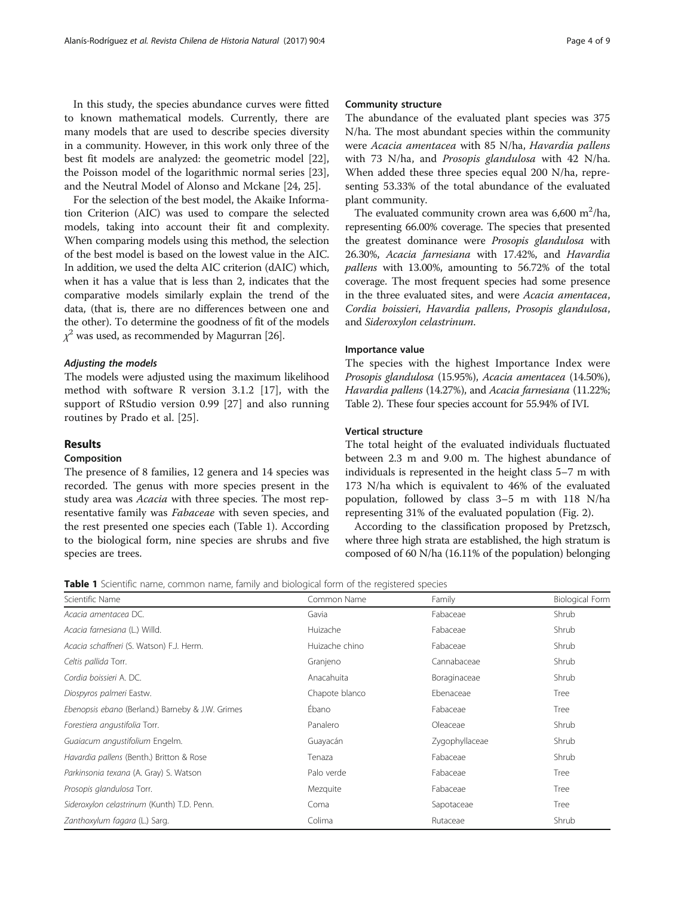In this study, the species abundance curves were fitted to known mathematical models. Currently, there are many models that are used to describe species diversity in a community. However, in this work only three of the best fit models are analyzed: the geometric model [22], the Poisson model of the logarithmic normal series [23], and the Neutral Model of Alonso and Mckane [24, 25].

For the selection of the best model, the Akaike Information Criterion (AIC) was used to compare the selected models, taking into account their fit and complexity. When comparing models using this method, the selection of the best model is based on the lowest value in the AIC. In addition, we used the delta AIC criterion (dAIC) which, when it has a value that is less than 2, indicates that the comparative models similarly explain the trend of the data, (that is, there are no differences between one and the other). To determine the goodness of fit of the models $\chi^2$ was used, as recommended by Magurran [26].

#### *Adjusting the models*

The models were adjusted using the maximum likelihood method with software R version 3.1.2 [17], with the support of RStudio version 0.99 [27] and also running routines by Prado et al. [25].

## Results

### Composition

The presence of 8 families, 12 genera and 14 species was recorded. The genus with more species present in the study area was *Acacia* with three species. The most representative family was *Fabaceae* with seven species, and the rest presented one species each (Table 1). According to the biological form, nine species are shrubs and five species are trees.

### Community structure

The abundance of the evaluated plant species was 375 N/ha. The most abundant species within the community were *Acacia amentacea* with 85 N/ha, *Havardia pallens* with 73 N/ha, and *Prosopis glandulosa* with 42 N/ha. When added these three species equal 200 N/ha, representing 53.33% of the total abundance of the evaluated plant community.

The evaluated community crown area was 6,600 $m^2$/ha, representing 66.00% coverage. The species that presented the greatest dominance were *Prosopis glandulosa* with 26.30%, *Acacia farnesiana* with 17.42%, and *Havardia pallens* with 13.00%, amounting to 56.72% of the total coverage. The most frequent species had some presence in the three evaluated sites, and were *Acacia amentacea*, *Cordia boissieri*, *Havardia pallens*, *Prosopis glandulosa*, and *Sideroxylon celastrinum*.

### Importance value

The species with the highest Importance Index were *Prosopis glandulosa* (15.95%), *Acacia amentacea* (14.50%), *Havardia pallens* (14.27%), and *Acacia farnesiana* (11.22%; Table 2). These four species account for 55.94% of IVI.

### Vertical structure

The total height of the evaluated individuals fluctuated between 2.3 m and 9.00 m. The highest abundance of individuals is represented in the height class 5–7 m with 173 N/ha which is equivalent to 46% of the evaluated population, followed by class 3–5 m with 118 N/ha representing 31% of the evaluated population (Fig. 2).

According to the classification proposed by Pretzsch, where three high strata are established, the high stratum is composed of 60 N/ha (16.11% of the population) belonging

**Table 1** Scientific name, common name, family and biological form of the registered species

| Scientific Name | Common Name | Family | Biological Form |
|---|---|---|---|
| *Acacia amentacea* DC. | Gavia | Fabaceae | Shrub |
| *Acacia farnesiana* (L.) Willd. | Huizache | Fabaceae | Shrub |
| *Acacia schaffneri* (S. Watson) F.J. Herm. | Huizache chino | Fabaceae | Shrub |
| *Celtis pallida* Torr. | Granjeno | Cannabaceae | Shrub |
| *Cordia boissieri* A. DC. | Anacahuita | Boraginaceae | Shrub |
| *Diospyros palmeri* Eastw. | Chapote blanco | Ebenaceae | Tree |
| *Ebenopsis ebano* (Berland.) Barneby & J.W. Grimes | Ébano | Fabaceae | Tree |
| *Forestiera angustifolia* Torr. | Panalero | Oleaceae | Shrub |
| *Guaiacum angustifolium* Engelm. | Guayacán | Zygophyllaceae | Shrub |
| *Havardia pallens* (Benth.) Britton & Rose | Tenaza | Fabaceae | Shrub |
| *Parkinsonia texana* (A. Gray) S. Watson | Palo verde | Fabaceae | Tree |
| *Prosopis glandulosa* Torr. | Mezquite | Fabaceae | Tree |
| *Sideroxylon celastrinum* (Kunth) T.D. Penn. | Coma | Sapotaceae | Tree |
| *Zanthoxylum fagara* (L.) Sarg. | Colima | Rutaceae | Shrub |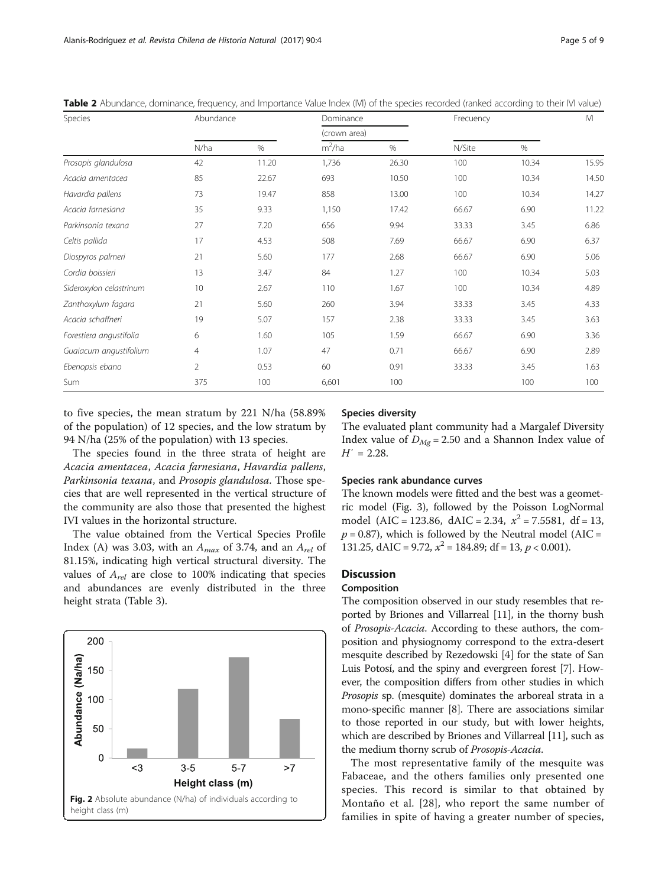**Table 2** Abundance, dominance, frequency, and Importance Value Index (IVI) of the species recorded (ranked according to their IVI value)

| Species | Abundance | | Dominance (crown area) | | Frecuency | | IVI |
|---|---|---|---|---|---|---|---|
| | N/ha | % | $m^2$/ha | % | N/Site | % | |
| *Prosopis glandulosa* | 42 | 11.20 | 1,736 | 26.30 | 100 | 10.34 | 15.95 |
| *Acacia amentacea* | 85 | 22.67 | 693 | 10.50 | 100 | 10.34 | 14.50 |
| *Havardia pallens* | 73 | 19.47 | 858 | 13.00 | 100 | 10.34 | 14.27 |
| *Acacia farnesiana* | 35 | 9.33 | 1,150 | 17.42 | 66.67 | 6.90 | 11.22 |
| *Parkinsonia texana* | 27 | 7.20 | 656 | 9.94 | 33.33 | 3.45 | 6.86 |
| *Celtis pallida* | 17 | 4.53 | 508 | 7.69 | 66.67 | 6.90 | 6.37 |
| *Diospyros palmeri* | 21 | 5.60 | 177 | 2.68 | 66.67 | 6.90 | 5.06 |
| *Cordia boissieri* | 13 | 3.47 | 84 | 1.27 | 100 | 10.34 | 5.03 |
| *Sideroxylon celastrinum* | 10 | 2.67 | 110 | 1.67 | 100 | 10.34 | 4.89 |
| *Zanthoxylum fagara* | 21 | 5.60 | 260 | 3.94 | 33.33 | 3.45 | 4.33 |
| *Acacia schaffneri* | 19 | 5.07 | 157 | 2.38 | 33.33 | 3.45 | 3.63 |
| *Forestiera angustifolia* | 6 | 1.60 | 105 | 1.59 | 66.67 | 6.90 | 3.36 |
| *Guaiacum angustifolium* | 4 | 1.07 | 47 | 0.71 | 66.67 | 6.90 | 2.89 |
| *Ebenopsis ebano* | 2 | 0.53 | 60 | 0.91 | 33.33 | 3.45 | 1.63 |
| Sum | 375 | 100 | 6,601 | 100 | | 100 | 100 |

to five species, the mean stratum by 221 N/ha (58.89% of the population) of 12 species, and the low stratum by 94 N/ha (25% of the population) with 13 species.

The species found in the three strata of height are *Acacia amentacea*, *Acacia farnesiana*, *Havardia pallens*, *Parkinsonia texana*, and *Prosopis glandulosa*. Those species that are well represented in the vertical structure of the community are also those that presented the highest IVI values in the horizontal structure.

The value obtained from the Vertical Species Profile Index (A) was 3.03, with an $A_{max}$ of 3.74, and an $A_{rel}$ of 81.15%, indicating high vertical structural diversity. The values of $A_{rel}$ are close to 100% indicating that species and abundances are evenly distributed in the three height strata (Table 3).

**Fig. 2** Absolute abundance (N/ha) of individuals according to height class (m)

### Species diversity

The evaluated plant community had a Margalef Diversity Index value of $D_{Mg} = 2.50$ and a Shannon Index value of $H' = 2.28$.

### Species rank abundance curves

The known models were fitted and the best was a geometric model (Fig. 3), followed by the Poisson LogNormal model (AIC = 123.86, dAIC = 2.34, $x^2 = 7.5581$, df = 13, $p = 0.87$), which is followed by the Neutral model (AIC = 131.25, dAIC = 9.72, $x^2 = 184.89$; df = 13, $p < 0.001$).

## Discussion

### Composition

The composition observed in our study resembles that reported by Briones and Villarreal [11], in the thorny bush of *Prosopis-Acacia*. According to these authors, the composition and physiognomy correspond to the extra-desert mesquite described by Rezedowski [4] for the state of San Luis Potosí, and the spiny and evergreen forest [7]. However, the composition differs from other studies in which *Prosopis* sp. (mesquite) dominates the arboreal strata in a mono-specific manner [8]. There are associations similar to those reported in our study, but with lower heights, which are described by Briones and Villarreal [11], such as the medium thorny scrub of *Prosopis-Acacia*.

The most representative family of the mesquite was Fabaceae, and the others families only presented one species. This record is similar to that obtained by Montaño et al. [28], who report the same number of families in spite of having a greater number of species,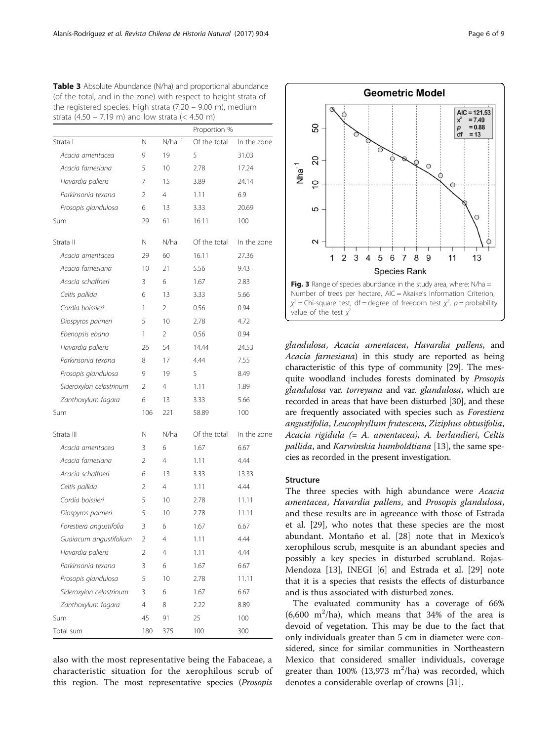**Table 3** Absolute Abundance (N/ha) and proportional abundance (of the total, and in the zone) with respect to height strata of the registered species. High strata (7.20 – 9.00 m), medium strata (4.50 – 7.19 m) and low strata (< 4.50 m)

| | | | Proportion % | |
|---|---|---|---|---|
| Strata I | N | $N/ha^{-1}$ | Of the total | In the zone |
| *Acacia amentacea* | 9 | 19 | 5 | 31.03 |
| *Acacia farnesiana* | 5 | 10 | 2.78 | 17.24 |
| *Havardia pallens* | 7 | 15 | 3.89 | 24.14 |
| *Parkinsonia texana* | 2 | 4 | 1.11 | 6.9 |
| *Prosopis glandulosa* | 6 | 13 | 3.33 | 20.69 |
| Sum | 29 | 61 | 16.11 | 100 |
| Strata II | N | N/ha | Of the total | In the zone |
| *Acacia amentacea* | 29 | 60 | 16.11 | 27.36 |
| *Acacia farnesiana* | 10 | 21 | 5.56 | 9.43 |
| *Acacia schaffneri* | 3 | 6 | 1.67 | 2.83 |
| *Celtis pallida* | 6 | 13 | 3.33 | 5.66 |
| *Cordia boissieri* | 1 | 2 | 0.56 | 0.94 |
| *Diospyros palmeri* | 5 | 10 | 2.78 | 4.72 |
| *Ebenopsis ebano* | 1 | 2 | 0.56 | 0.94 |
| *Havardia pallens* | 26 | 54 | 14.44 | 24.53 |
| *Parkinsonia texana* | 8 | 17 | 4.44 | 7.55 |
| *Prosopis glandulosa* | 9 | 19 | 5 | 8.49 |
| *Sideroxylon celastrinum* | 2 | 4 | 1.11 | 1.89 |
| *Zanthoxylum fagara* | 6 | 13 | 3.33 | 5.66 |
| Sum | 106 | 221 | 58.89 | 100 |
| Strata III | N | N/ha | Of the total | In the zone |
| *Acacia amentacea* | 3 | 6 | 1.67 | 6.67 |
| *Acacia farnesiana* | 2 | 4 | 1.11 | 4.44 |
| *Acacia schaffneri* | 6 | 13 | 3.33 | 13.33 |
| *Celtis pallida* | 2 | 4 | 1.11 | 4.44 |
| *Cordia boissieri* | 5 | 10 | 2.78 | 11.11 |
| *Diospyros palmeri* | 5 | 10 | 2.78 | 11.11 |
| *Forestiera angustifolia* | 3 | 6 | 1.67 | 6.67 |
| *Guaiacum angustifolium* | 2 | 4 | 1.11 | 4.44 |
| *Havardia pallens* | 2 | 4 | 1.11 | 4.44 |
| *Parkinsonia texana* | 3 | 6 | 1.67 | 6.67 |
| *Prosopis glandulosa* | 5 | 10 | 2.78 | 11.11 |
| *Sideroxylon celastrinum* | 3 | 6 | 1.67 | 6.67 |
| *Zanthoxylum fagara* | 4 | 8 | 2.22 | 8.89 |
| Sum | 45 | 91 | 25 | 100 |
| Total sum | 180 | 375 | 100 | 300 |

also with the most representative being the Fabaceae, a characteristic situation for the xerophilous scrub of this region. The most representative species (*Prosopis glandulosa*, *Acacia amentacea*, *Havardia pallens*, and *Acacia farnesiana*) in this study are reported as being characteristic of this type of community [29]. The mesquite woodland includes forests dominated by *Prosopis glandulosa* var. *torreyana* and var. *glandulosa*, which are recorded in areas that have been disturbed [30], and these are frequently associated with species such as *Forestiera angustifolia*, *Leucophyllum frutescens*, *Ziziphus obtusifolia*, *Acacia rigidula* (= *A. amentacea*), *A. berlandieri*, *Celtis pallida*, and *Karwinskia humboldtiana* [13], the same species as recorded in the present investigation.

**Fig. 3** Range of species abundance in the study area, where: N/ha = Number of trees per hectare, AIC = Akaike's Information Criterion, $\chi^2$ = Chi-square test, df = degree of freedom test $\chi^2$, $p$ = probability value of the test $\chi^2$

### Structure

The three species with high abundance were *Acacia amentacea*, *Havardia pallens*, and *Prosopis glandulosa*, and these results are in agreeance with those of Estrada et al. [29], who notes that these species are the most abundant. Montaño et al. [28] note that in Mexico's xerophilous scrub, mesquite is an abundant species and possibly a key species in disturbed scrubland. Rojas-Mendoza [13], INEGI [6] and Estrada et al. [29] note that it is a species that resists the effects of disturbance and is thus associated with disturbed zones.

The evaluated community has a coverage of 66% (6,600 $m^2$/ha), which means that 34% of the area is devoid of vegetation. This may be due to the fact that only individuals greater than 5 cm in diameter were considered, since for similar communities in Northeastern Mexico that considered smaller individuals, coverage greater than 100% (13,973 $m^2$/ha) was recorded, which denotes a considerable overlap of crowns [31].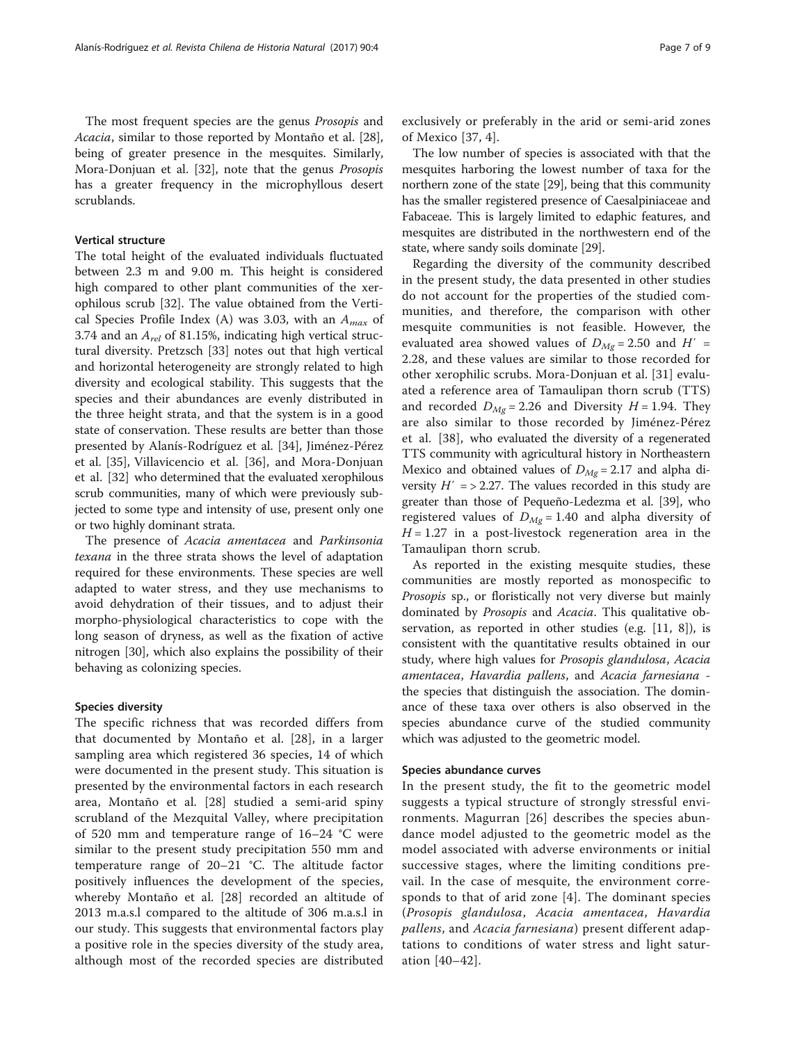The most frequent species are the genus *Prosopis* and *Acacia*, similar to those reported by Montaño et al. [28], being of greater presence in the mesquites. Similarly, Mora-Donjuan et al. [32], note that the genus *Prosopis* has a greater frequency in the microphyllous desert scrublands.

### Vertical structure

The total height of the evaluated individuals fluctuated between 2.3 m and 9.00 m. This height is considered high compared to other plant communities of the xerophilous scrub [32]. The value obtained from the Vertical Species Profile Index (A) was 3.03, with an $A_{max}$ of 3.74 and an $A_{rel}$ of 81.15%, indicating high vertical structural diversity. Pretzsch [33] notes out that high vertical and horizontal heterogeneity are strongly related to high diversity and ecological stability. This suggests that the species and their abundances are evenly distributed in the three height strata, and that the system is in a good state of conservation. These results are better than those presented by Alanís-Rodríguez et al. [34], Jiménez-Pérez et al. [35], Villavicencio et al. [36], and Mora-Donjuan et al. [32] who determined that the evaluated xerophilous scrub communities, many of which were previously subjected to some type and intensity of use, present only one or two highly dominant strata.

The presence of *Acacia amentacea* and *Parkinsonia texana* in the three strata shows the level of adaptation required for these environments. These species are well adapted to water stress, and they use mechanisms to avoid dehydration of their tissues, and to adjust their morpho-physiological characteristics to cope with the long season of dryness, as well as the fixation of active nitrogen [30], which also explains the possibility of their behaving as colonizing species.

### Species diversity

The specific richness that was recorded differs from that documented by Montaño et al. [28], in a larger sampling area which registered 36 species, 14 of which were documented in the present study. This situation is presented by the environmental factors in each research area, Montaño et al. [28] studied a semi-arid spiny scrubland of the Mezquital Valley, where precipitation of 520 mm and temperature range of 16–24 °C were similar to the present study precipitation 550 mm and temperature range of 20–21 °C. The altitude factor positively influences the development of the species, whereby Montaño et al. [28] recorded an altitude of 2013 m.a.s.l compared to the altitude of 306 m.a.s.l in our study. This suggests that environmental factors play a positive role in the species diversity of the study area, although most of the recorded species are distributed exclusively or preferably in the arid or semi-arid zones of Mexico [37, 4].

The low number of species is associated with that the mesquites harboring the lowest number of taxa for the northern zone of the state [29], being that this community has the smaller registered presence of Caesalpiniaceae and Fabaceae. This is largely limited to edaphic features, and mesquites are distributed in the northwestern end of the state, where sandy soils dominate [29].

Regarding the diversity of the community described in the present study, the data presented in other studies do not account for the properties of the studied communities, and therefore, the comparison with other mesquite communities is not feasible. However, the evaluated area showed values of $D_{Mg} = 2.50$ and $H' = 2.28$, and these values are similar to those recorded for other xerophilic scrubs. Mora-Donjuan et al. [31] evaluated a reference area of Tamaulipan thorn scrub (TTS) and recorded $D_{Mg} = 2.26$ and Diversity $H = 1.94$. They are also similar to those recorded by Jiménez-Pérez et al. [38], who evaluated the diversity of a regenerated TTS community with agricultural history in Northeastern Mexico and obtained values of $D_{Mg} = 2.17$ and alpha diversity $H' = > 2.27$. The values recorded in this study are greater than those of Pequeño-Ledezma et al. [39], who registered values of $D_{Mg} = 1.40$ and alpha diversity of $H = 1.27$ in a post-livestock regeneration area in the Tamaulipan thorn scrub.

As reported in the existing mesquite studies, these communities are mostly reported as monospecific to *Prosopis* sp., or floristically not very diverse but mainly dominated by *Prosopis* and *Acacia*. This qualitative observation, as reported in other studies (e.g. [11, 8]), is consistent with the quantitative results obtained in our study, where high values for *Prosopis glandulosa*, *Acacia amentacea*, *Havardia pallens*, and *Acacia farnesiana* - the species that distinguish the association. The dominance of these taxa over others is also observed in the species abundance curve of the studied community which was adjusted to the geometric model.

### Species abundance curves

In the present study, the fit to the geometric model suggests a typical structure of strongly stressful environments. Magurran [26] describes the species abundance model adjusted to the geometric model as the model associated with adverse environments or initial successive stages, where the limiting conditions prevail. In the case of mesquite, the environment corresponds to that of arid zone [4]. The dominant species (*Prosopis glandulosa*, *Acacia amentacea*, *Havardia pallens*, and *Acacia farnesiana*) present different adaptations to conditions of water stress and light saturation [40–42].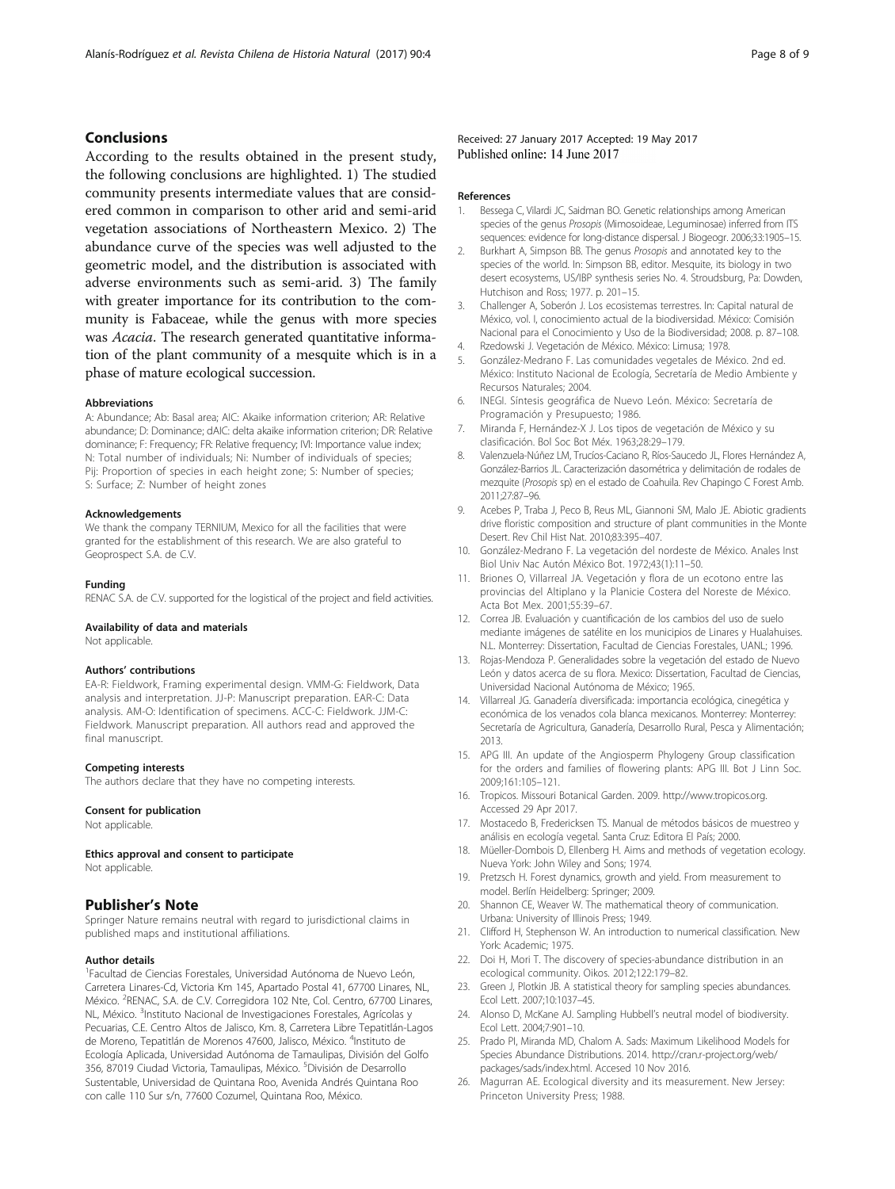## Conclusions

According to the results obtained in the present study, the following conclusions are highlighted. 1) The studied community presents intermediate values that are considered common in comparison to other arid and semi-arid vegetation associations of Northeastern Mexico. 2) The abundance curve of the species was well adjusted to the geometric model, and the distribution is associated with adverse environments such as semi-arid. 3) The family with greater importance for its contribution to the community is Fabaceae, while the genus with more species was *Acacia*. The research generated quantitative information of the plant community of a mesquite which is in a phase of mature ecological succession.

#### Abbreviations

A: Abundance; Ab: Basal area; AIC: Akaike information criterion; AR: Relative abundance; D: Dominance; dAIC: delta akaike information criterion; DR: Relative dominance; F: Frequency; FR: Relative frequency; IVI: Importance value index; N: Total number of individuals; Ni: Number of individuals of species; Pij: Proportion of species in each height zone; S: Number of species; S: Surface; Z: Number of height zones

#### Acknowledgements

We thank the company TERNIUM, Mexico for all the facilities that were granted for the establishment of this research. We are also grateful to Geoprospect S.A. de C.V.

#### Funding

RENAC S.A. de C.V. supported for the logistical of the project and field activities.

#### Availability of data and materials

Not applicable.

#### Authors' contributions

EA-R: Fieldwork, Framing experimental design. VMM-G: Fieldwork, Data analysis and interpretation. JJ-P: Manuscript preparation. EAR-C: Data analysis. AM-O: Identification of specimens. ACC-C: Fieldwork. JJM-C: Fieldwork. Manuscript preparation. All authors read and approved the final manuscript.

#### Competing interests

The authors declare that they have no competing interests.

#### Consent for publication

Not applicable.

#### Ethics approval and consent to participate

Not applicable.

## Publisher's Note

Springer Nature remains neutral with regard to jurisdictional claims in published maps and institutional affiliations.

#### Author details

[1]Facultad de Ciencias Forestales, Universidad Autónoma de Nuevo León, Carretera Linares-Cd, Victoria Km 145, Apartado Postal 41, 67700 Linares, NL, México. [2]RENAC, S.A. de C.V. Corregidora 102 Nte, Col. Centro, 67700 Linares, NL, México. [3]Instituto Nacional de Investigaciones Forestales, Agrícolas y Pecuarias, C.E. Centro Altos de Jalisco, Km. 8, Carretera Libre Tepatitlán-Lagos de Moreno, Tepatitlán de Morenos 47600, Jalisco, México. [4]Instituto de Ecología Aplicada, Universidad Autónoma de Tamaulipas, División del Golfo 356, 87019 Ciudad Victoria, Tamaulipas, México. [5]División de Desarrollo Sustentable, Universidad de Quintana Roo, Avenida Andrés Quintana Roo con calle 110 Sur s/n, 77600 Cozumel, Quintana Roo, México.

Received: 27 January 2017 Accepted: 19 May 2017
Published online: 14 June 2017

#### References

1. Bessega C, Vilardi JC, Saidman BO. Genetic relationships among American species of the genus *Prosopis* (Mimosoideae, Leguminosae) inferred from ITS sequences: evidence for long-distance dispersal. J Biogeogr. 2006;33:1905–15.
2. Burkhart A, Simpson BB. The genus *Prosopis* and annotated key to the species of the world. In: Simpson BB, editor. Mesquite, its biology in two desert ecosystems, US/IBP synthesis series No. 4. Stroudsburg, Pa: Dowden, Hutchison and Ross; 1977. p. 201–15.
3. Challenger A, Soberón J. Los ecosistemas terrestres. In: Capital natural de México, vol. I, conocimiento actual de la biodiversidad. México: Comisión Nacional para el Conocimiento y Uso de la Biodiversidad; 2008. p. 87–108.
4. Rzedowski J. Vegetación de México. México: Limusa; 1978.
5. González-Medrano F. Las comunidades vegetales de México. 2nd ed. México: Instituto Nacional de Ecología, Secretaría de Medio Ambiente y Recursos Naturales; 2004.
6. INEGI. Síntesis geográfica de Nuevo León. México: Secretaría de Programación y Presupuesto; 1986.
7. Miranda F, Hernández-X J. Los tipos de vegetación de México y su clasificación. Bol Soc Bot Méx. 1963;28:29–179.
8. Valenzuela-Núñez LM, Trucíos-Caciano R, Ríos-Saucedo JL, Flores Hernández A, González-Barrios JL. Caracterización dasométrica y delimitación de rodales de mezquite (*Prosopis* sp) en el estado de Coahuila. Rev Chapingo C Forest Amb. 2011;27:87–96.
9. Acebes P, Traba J, Peco B, Reus ML, Giannoni SM, Malo JE. Abiotic gradients drive floristic composition and structure of plant communities in the Monte Desert. Rev Chil Hist Nat. 2010;83:395–407.
10. González-Medrano F. La vegetación del nordeste de México. Anales Inst Biol Univ Nac Autón México Bot. 1972;43(1):11–50.
11. Briones O, Villarreal JA. Vegetación y flora de un ecotono entre las provincias del Altiplano y la Planicie Costera del Noreste de México. Acta Bot Mex. 2001;55:39–67.
12. Correa JB. Evaluación y cuantificación de los cambios del uso de suelo mediante imágenes de satélite en los municipios de Linares y Hualahuises. N.L. Monterrey: Dissertation, Facultad de Ciencias Forestales, UANL; 1996.
13. Rojas-Mendoza P. Generalidades sobre la vegetación del estado de Nuevo León y datos acerca de su flora. Mexico: Dissertation, Facultad de Ciencias, Universidad Nacional Autónoma de México; 1965.
14. Villarreal JG. Ganadería diversificada: importancia ecológica, cinegética y económica de los venados cola blanca mexicanos. Monterrey: Monterrey: Secretaría de Agricultura, Ganadería, Desarrollo Rural, Pesca y Alimentación; 2013.
15. APG III. An update of the Angiosperm Phylogeny Group classification for the orders and families of flowering plants: APG III. Bot J Linn Soc. 2009;161:105–121.
16. Tropicos. Missouri Botanical Garden. 2009. http://www.tropicos.org. Accessed 29 Apr 2017.
17. Mostacedo B, Fredericksen TS. Manual de métodos básicos de muestreo y análisis en ecología vegetal. Santa Cruz: Editora El País; 2000.
18. Müeller-Dombois D, Ellenberg H. Aims and methods of vegetation ecology. Nueva York: John Wiley and Sons; 1974.
19. Pretzsch H. Forest dynamics, growth and yield. From measurement to model. Berlín Heidelberg: Springer; 2009.
20. Shannon CE, Weaver W. The mathematical theory of communication. Urbana: University of Illinois Press; 1949.
21. Clifford H, Stephenson W. An introduction to numerical classification. New York: Academic; 1975.
22. Doi H, Mori T. The discovery of species-abundance distribution in an ecological community. Oikos. 2012;122:179–82.
23. Green J, Plotkin JB. A statistical theory for sampling species abundances. Ecol Lett. 2007;10:1037–45.
24. Alonso D, McKane AJ. Sampling Hubbell's neutral model of biodiversity. Ecol Lett. 2004;7:901–10.
25. Prado PI, Miranda MD, Chalom A. Sads: Maximum Likelihood Models for Species Abundance Distributions. 2014. http://cran.r-project.org/web/packages/sads/index.html. Accesed 10 Nov 2016.
26. Magurran AE. Ecological diversity and its measurement. New Jersey: Princeton University Press; 1988.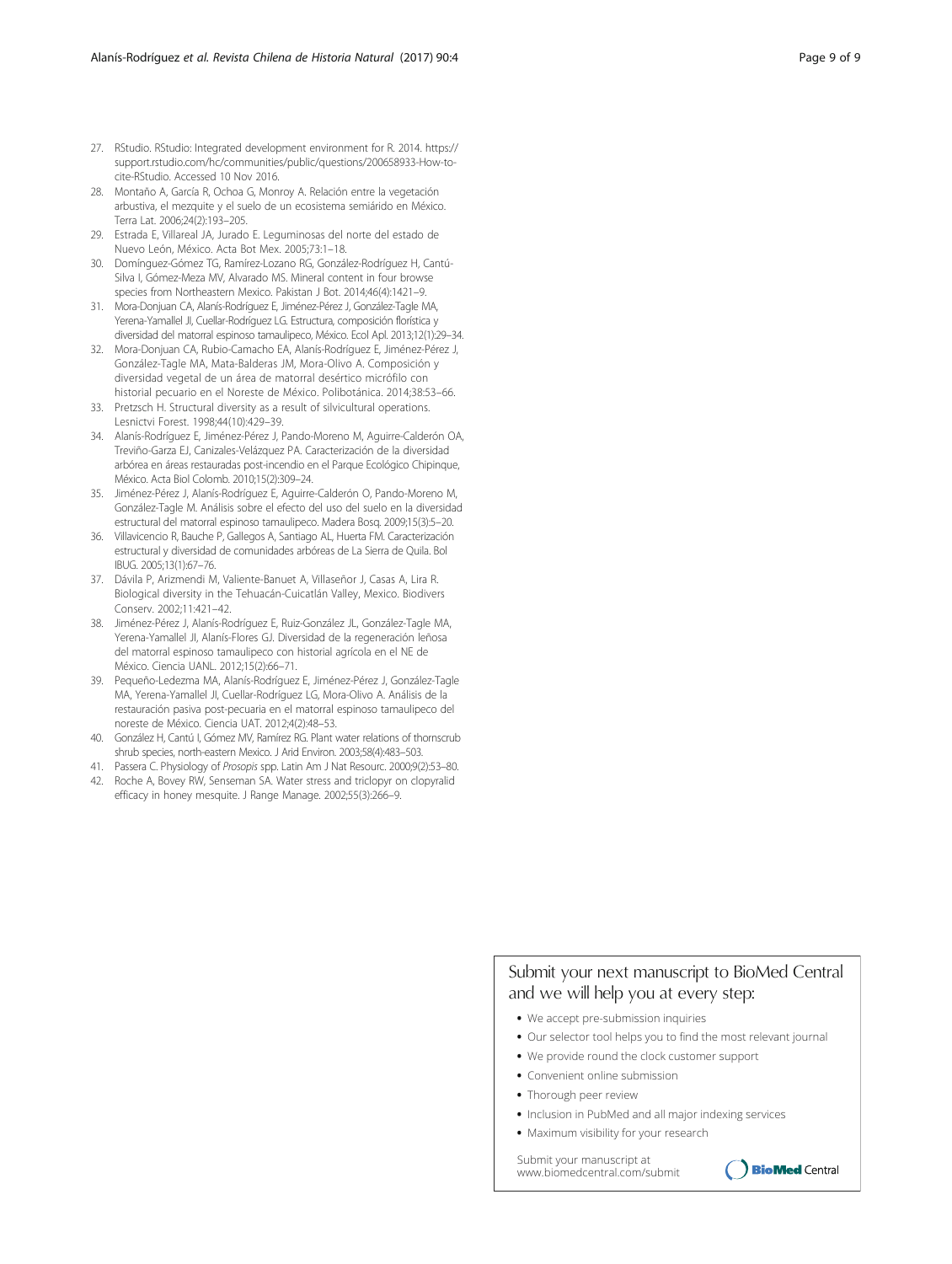27. RStudio. RStudio: Integrated development environment for R. 2014. https://support.rstudio.com/hc/communities/public/questions/200658933-How-to-cite-RStudio. Accessed 10 Nov 2016.
28. Montaño A, García R, Ochoa G, Monroy A. Relación entre la vegetación arbustiva, el mezquite y el suelo de un ecosistema semiárido en México. Terra Lat. 2006;24(2):193–205.
29. Estrada E, Villareal JA, Jurado E. Leguminosas del norte del estado de Nuevo León, México. Acta Bot Mex. 2005;73:1–18.
30. Domínguez-Gómez TG, Ramírez-Lozano RG, González-Rodríguez H, Cantú-Silva I, Gómez-Meza MV, Alvarado MS. Mineral content in four browse species from Northeastern Mexico. Pakistan J Bot. 2014;46(4):1421–9.
31. Mora-Donjuan CA, Alanís-Rodríguez E, Jiménez-Pérez J, González-Tagle MA, Yerena-Yamallel JI, Cuellar-Rodríguez LG. Estructura, composición florística y diversidad del matorral espinoso tamaulipeco, México. Ecol Apl. 2013;12(1):29–34.
32. Mora-Donjuan CA, Rubio-Camacho EA, Alanís-Rodríguez E, Jiménez-Pérez J, González-Tagle MA, Mata-Balderas JM, Mora-Olivo A. Composición y diversidad vegetal de un área de matorral desértico micrófilo con historial pecuario en el Noreste de México. Polibotánica. 2014;38:53–66.
33. Pretzsch H. Structural diversity as a result of silvicultural operations. Lesnictvi Forest. 1998;44(10):429–39.
34. Alanís-Rodríguez E, Jiménez-Pérez J, Pando-Moreno M, Aguirre-Calderón OA, Treviño-Garza EJ, Canizales-Velázquez PA. Caracterización de la diversidad arbórea en áreas restauradas post-incendio en el Parque Ecológico Chipinque, México. Acta Biol Colomb. 2010;15(2):309–24.
35. Jiménez-Pérez J, Alanís-Rodríguez E, Aguirre-Calderón O, Pando-Moreno M, González-Tagle M. Análisis sobre el efecto del uso del suelo en la diversidad estructural del matorral espinoso tamaulipeco. Madera Bosq. 2009;15(3):5–20.
36. Villavicencio R, Bauche P, Gallegos A, Santiago AL, Huerta FM. Caracterización estructural y diversidad de comunidades arbóreas de La Sierra de Quila. Bol IBUG. 2005;13(1):67–76.
37. Dávila P, Arizmendi M, Valiente-Banuet A, Villaseñor J, Casas A, Lira R. Biological diversity in the Tehuacán-Cuicatlán Valley, Mexico. Biodivers Conserv. 2002;11:421–42.
38. Jiménez-Pérez J, Alanís-Rodríguez E, Ruiz-González JL, González-Tagle MA, Yerena-Yamallel JI, Alanís-Flores GJ. Diversidad de la regeneración leñosa del matorral espinoso tamaulipeco con historial agrícola en el NE de México. Ciencia UANL. 2012;15(2):66–71.
39. Pequeño-Ledezma MA, Alanís-Rodríguez E, Jiménez-Pérez J, González-Tagle MA, Yerena-Yamallel JI, Cuellar-Rodríguez LG, Mora-Olivo A. Análisis de la restauración pasiva post-pecuaria en el matorral espinoso tamaulipeco del noreste de México. Ciencia UAT. 2012;4(2):48–53.
40. González H, Cantú I, Gómez MV, Ramírez RG. Plant water relations of thornscrub shrub species, north-eastern Mexico. J Arid Environ. 2003;58(4):483–503.
41. Passera C. Physiology of *Prosopis* spp. Latin Am J Nat Resourc. 2000;9(2):53–80.
42. Roche A, Bovey RW, Senseman SA. Water stress and triclopyr on clopyralid efficacy in honey mesquite. J Range Manage. 2002;55(3):266–9.

Submit your next manuscript to BioMed Central and we will help you at every step:

- We accept pre-submission inquiries
- Our selector tool helps you to find the most relevant journal
- We provide round the clock customer support
- Convenient online submission
- Thorough peer review
- Inclusion in PubMed and all major indexing services
- Maximum visibility for your research

Submit your manuscript at
www.biomedcentral.com/submit

BioMed Central